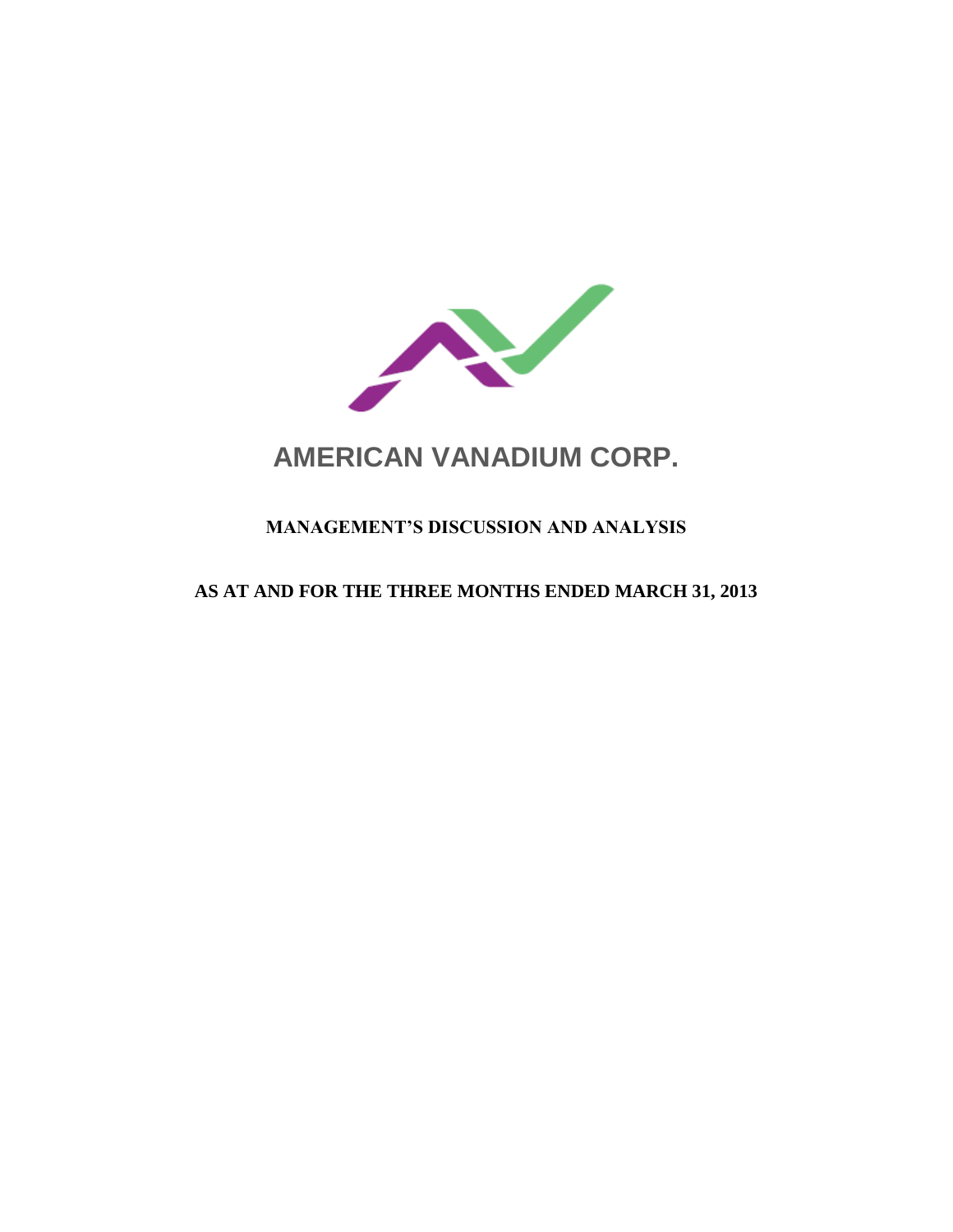# AMERICAN VANADIUM CORP.

## MANAGEMENT'S DISCUSSION AND ANALYSIS

## AS AT AND FOR THE THREE MONTHS ENDED MARCH 31, 2013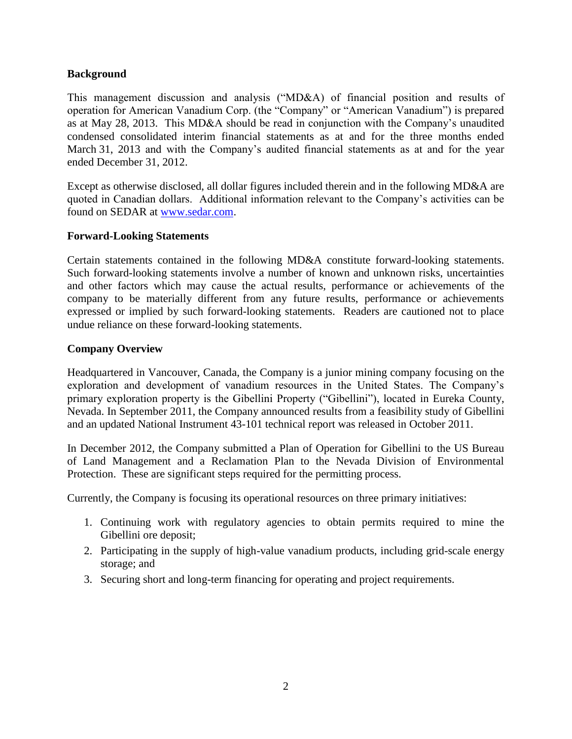**Background**

This management discussion and analysis ("MD&A) of financial position and results of operation for American Vanadium Corp. (the "Company" or "American Vanadium") is prepared as at May 28, 2013. This MD&A should be read in conjunction with the Company's unaudited condensed consolidated interim financial statements as at and for the three months ended March 31, 2013 and with the Company's audited financial statements as at and for the year ended December 31, 2012.

Except as otherwise disclosed, all dollar figures included therein and in the following MD&A are quoted in Canadian dollars. Additional information relevant to the Company's activities can be found on SEDAR at www.sedar.com.

**Forward-Looking Statements**

Certain statements contained in the following MD&A constitute forward-looking statements. Such forward-looking statements involve a number of known and unknown risks, uncertainties and other factors which may cause the actual results, performance or achievements of the company to be materially different from any future results, performance or achievements expressed or implied by such forward-looking statements. Readers are cautioned not to place undue reliance on these forward-looking statements.

**Company Overview**

Headquartered in Vancouver, Canada, the Company is a junior mining company focusing on the exploration and development of vanadium resources in the United States. The Company's primary exploration property is the Gibellini Property ("Gibellini"), located in Eureka County, Nevada. In September 2011, the Company announced results from a feasibility study of Gibellini and an updated National Instrument 43-101 technical report was released in October 2011.

In December 2012, the Company submitted a Plan of Operation for Gibellini to the US Bureau of Land Management and a Reclamation Plan to the Nevada Division of Environmental Protection. These are significant steps required for the permitting process.

Currently, the Company is focusing its operational resources on three primary initiatives:

1. Continuing work with regulatory agencies to obtain permits required to mine the Gibellini ore deposit;
2. Participating in the supply of high-value vanadium products, including grid-scale energy storage; and
3. Securing short and long-term financing for operating and project requirements.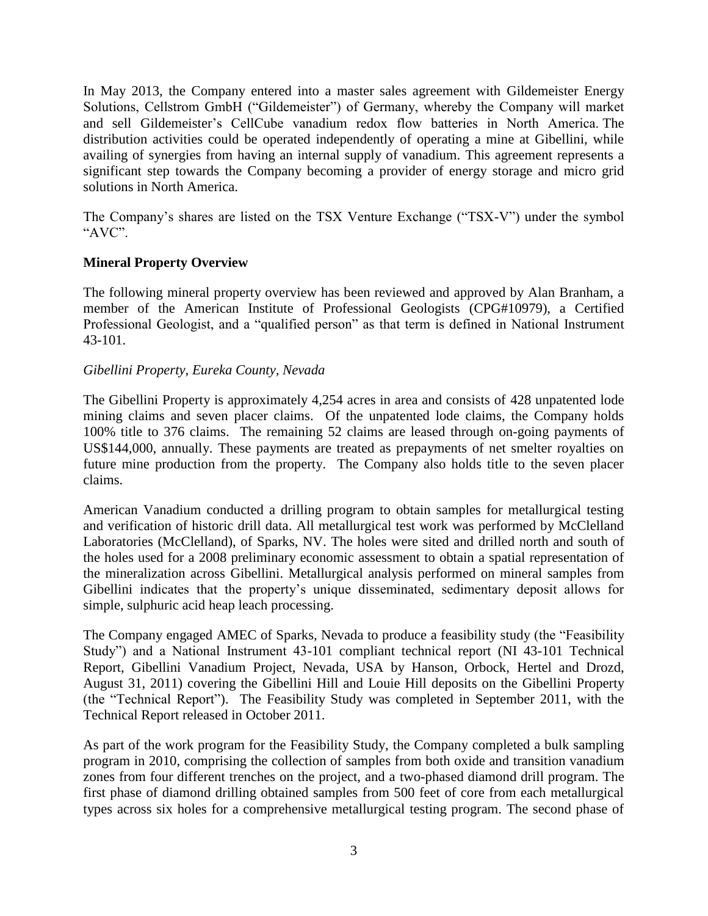In May 2013, the Company entered into a master sales agreement with Gildemeister Energy Solutions, Cellstrom GmbH ("Gildemeister") of Germany, whereby the Company will market and sell Gildemeister's CellCube vanadium redox flow batteries in North America. The distribution activities could be operated independently of operating a mine at Gibellini, while availing of synergies from having an internal supply of vanadium. This agreement represents a significant step towards the Company becoming a provider of energy storage and micro grid solutions in North America.

The Company's shares are listed on the TSX Venture Exchange ("TSX-V") under the symbol "AVC".

**Mineral Property Overview**

The following mineral property overview has been reviewed and approved by Alan Branham, a member of the American Institute of Professional Geologists (CPG#10979), a Certified Professional Geologist, and a "qualified person" as that term is defined in National Instrument 43-101.

*Gibellini Property, Eureka County, Nevada*

The Gibellini Property is approximately 4,254 acres in area and consists of 428 unpatented lode mining claims and seven placer claims. Of the unpatented lode claims, the Company holds 100% title to 376 claims. The remaining 52 claims are leased through on-going payments of US$144,000, annually. These payments are treated as prepayments of net smelter royalties on future mine production from the property. The Company also holds title to the seven placer claims.

American Vanadium conducted a drilling program to obtain samples for metallurgical testing and verification of historic drill data. All metallurgical test work was performed by McClelland Laboratories (McClelland), of Sparks, NV. The holes were sited and drilled north and south of the holes used for a 2008 preliminary economic assessment to obtain a spatial representation of the mineralization across Gibellini. Metallurgical analysis performed on mineral samples from Gibellini indicates that the property's unique disseminated, sedimentary deposit allows for simple, sulphuric acid heap leach processing.

The Company engaged AMEC of Sparks, Nevada to produce a feasibility study (the "Feasibility Study") and a National Instrument 43-101 compliant technical report (NI 43-101 Technical Report, Gibellini Vanadium Project, Nevada, USA by Hanson, Orbock, Hertel and Drozd, August 31, 2011) covering the Gibellini Hill and Louie Hill deposits on the Gibellini Property (the "Technical Report"). The Feasibility Study was completed in September 2011, with the Technical Report released in October 2011.

As part of the work program for the Feasibility Study, the Company completed a bulk sampling program in 2010, comprising the collection of samples from both oxide and transition vanadium zones from four different trenches on the project, and a two-phased diamond drill program. The first phase of diamond drilling obtained samples from 500 feet of core from each metallurgical types across six holes for a comprehensive metallurgical testing program. The second phase of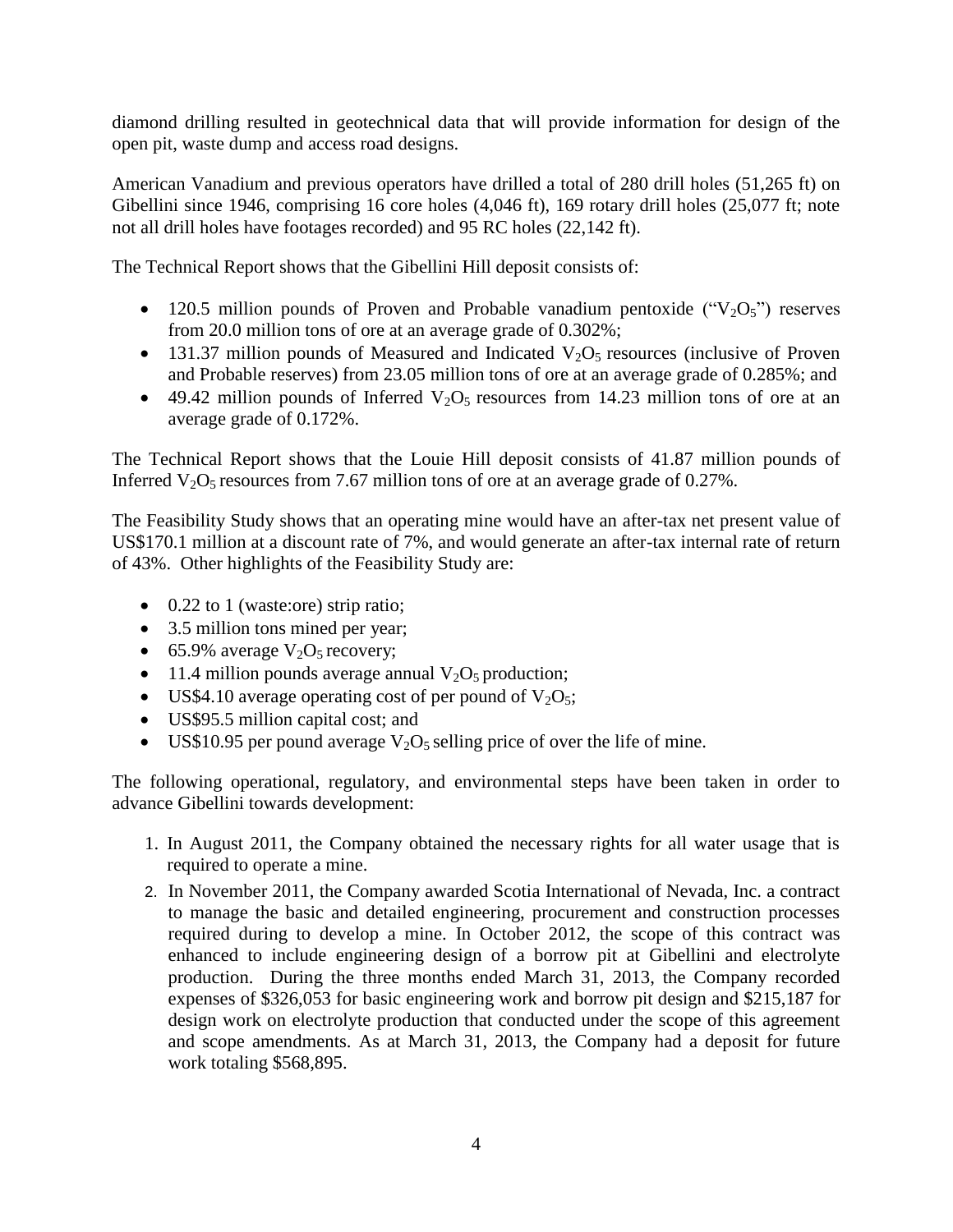diamond drilling resulted in geotechnical data that will provide information for design of the open pit, waste dump and access road designs.

American Vanadium and previous operators have drilled a total of 280 drill holes (51,265 ft) on Gibellini since 1946, comprising 16 core holes (4,046 ft), 169 rotary drill holes (25,077 ft; note not all drill holes have footages recorded) and 95 RC holes (22,142 ft).

The Technical Report shows that the Gibellini Hill deposit consists of:

- 120.5 million pounds of Proven and Probable vanadium pentoxide ("$V_2O_5$") reserves from 20.0 million tons of ore at an average grade of 0.302%;
- 131.37 million pounds of Measured and Indicated $V_2O_5$ resources (inclusive of Proven and Probable reserves) from 23.05 million tons of ore at an average grade of 0.285%; and
- 49.42 million pounds of Inferred $V_2O_5$ resources from 14.23 million tons of ore at an average grade of 0.172%.

The Technical Report shows that the Louie Hill deposit consists of 41.87 million pounds of Inferred $V_2O_5$ resources from 7.67 million tons of ore at an average grade of 0.27%.

The Feasibility Study shows that an operating mine would have an after-tax net present value of US$170.1 million at a discount rate of 7%, and would generate an after-tax internal rate of return of 43%. Other highlights of the Feasibility Study are:

- 0.22 to 1 (waste:ore) strip ratio;
- 3.5 million tons mined per year;
- 65.9% average $V_2O_5$ recovery;
- 11.4 million pounds average annual $V_2O_5$ production;
- US$4.10 average operating cost of per pound of $V_2O_5$;
- US$95.5 million capital cost; and
- US$10.95 per pound average $V_2O_5$ selling price of over the life of mine.

The following operational, regulatory, and environmental steps have been taken in order to advance Gibellini towards development:

1. In August 2011, the Company obtained the necessary rights for all water usage that is required to operate a mine.
2. In November 2011, the Company awarded Scotia International of Nevada, Inc. a contract to manage the basic and detailed engineering, procurement and construction processes required during to develop a mine. In October 2012, the scope of this contract was enhanced to include engineering design of a borrow pit at Gibellini and electrolyte production. During the three months ended March 31, 2013, the Company recorded expenses of $326,053 for basic engineering work and borrow pit design and $215,187 for design work on electrolyte production that conducted under the scope of this agreement and scope amendments. As at March 31, 2013, the Company had a deposit for future work totaling $568,895.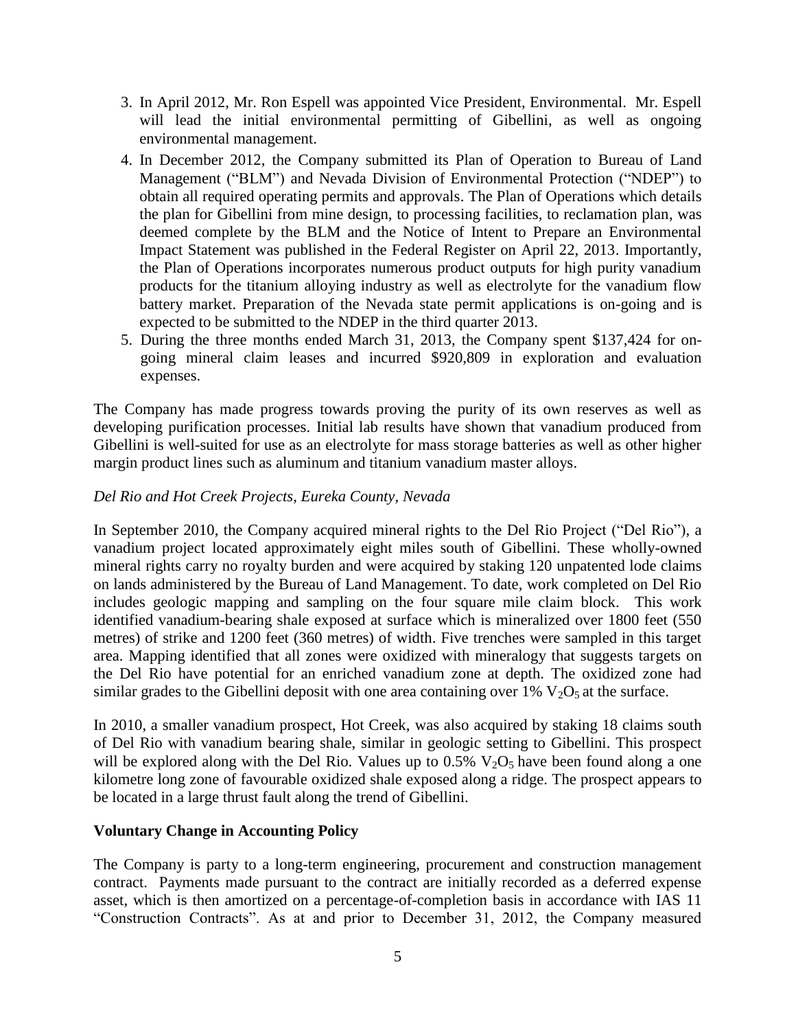3. In April 2012, Mr. Ron Espell was appointed Vice President, Environmental. Mr. Espell will lead the initial environmental permitting of Gibellini, as well as ongoing environmental management.
4. In December 2012, the Company submitted its Plan of Operation to Bureau of Land Management ("BLM") and Nevada Division of Environmental Protection ("NDEP") to obtain all required operating permits and approvals. The Plan of Operations which details the plan for Gibellini from mine design, to processing facilities, to reclamation plan, was deemed complete by the BLM and the Notice of Intent to Prepare an Environmental Impact Statement was published in the Federal Register on April 22, 2013. Importantly, the Plan of Operations incorporates numerous product outputs for high purity vanadium products for the titanium alloying industry as well as electrolyte for the vanadium flow battery market. Preparation of the Nevada state permit applications is on-going and is expected to be submitted to the NDEP in the third quarter 2013.
5. During the three months ended March 31, 2013, the Company spent $137,424 for on-going mineral claim leases and incurred $920,809 in exploration and evaluation expenses.

The Company has made progress towards proving the purity of its own reserves as well as developing purification processes. Initial lab results have shown that vanadium produced from Gibellini is well-suited for use as an electrolyte for mass storage batteries as well as other higher margin product lines such as aluminum and titanium vanadium master alloys.

*Del Rio and Hot Creek Projects, Eureka County, Nevada*

In September 2010, the Company acquired mineral rights to the Del Rio Project ("Del Rio"), a vanadium project located approximately eight miles south of Gibellini. These wholly-owned mineral rights carry no royalty burden and were acquired by staking 120 unpatented lode claims on lands administered by the Bureau of Land Management. To date, work completed on Del Rio includes geologic mapping and sampling on the four square mile claim block. This work identified vanadium-bearing shale exposed at surface which is mineralized over 1800 feet (550 metres) of strike and 1200 feet (360 metres) of width. Five trenches were sampled in this target area. Mapping identified that all zones were oxidized with mineralogy that suggests targets on the Del Rio have potential for an enriched vanadium zone at depth. The oxidized zone had similar grades to the Gibellini deposit with one area containing over 1% $V_2O_5$ at the surface.

In 2010, a smaller vanadium prospect, Hot Creek, was also acquired by staking 18 claims south of Del Rio with vanadium bearing shale, similar in geologic setting to Gibellini. This prospect will be explored along with the Del Rio. Values up to 0.5% $V_2O_5$ have been found along a one kilometre long zone of favourable oxidized shale exposed along a ridge. The prospect appears to be located in a large thrust fault along the trend of Gibellini.

**Voluntary Change in Accounting Policy**

The Company is party to a long-term engineering, procurement and construction management contract. Payments made pursuant to the contract are initially recorded as a deferred expense asset, which is then amortized on a percentage-of-completion basis in accordance with IAS 11 "Construction Contracts". As at and prior to December 31, 2012, the Company measured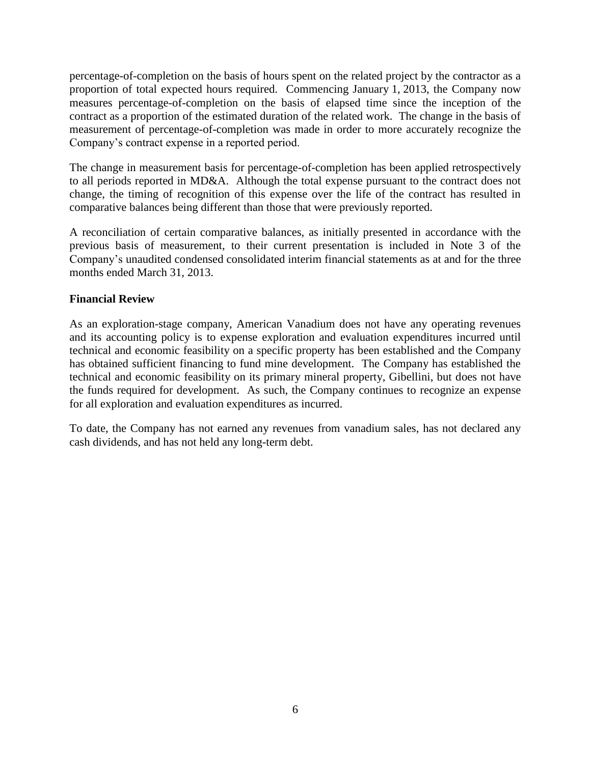percentage-of-completion on the basis of hours spent on the related project by the contractor as a proportion of total expected hours required. Commencing January 1, 2013, the Company now measures percentage-of-completion on the basis of elapsed time since the inception of the contract as a proportion of the estimated duration of the related work. The change in the basis of measurement of percentage-of-completion was made in order to more accurately recognize the Company's contract expense in a reported period.

The change in measurement basis for percentage-of-completion has been applied retrospectively to all periods reported in MD&A. Although the total expense pursuant to the contract does not change, the timing of recognition of this expense over the life of the contract has resulted in comparative balances being different than those that were previously reported.

A reconciliation of certain comparative balances, as initially presented in accordance with the previous basis of measurement, to their current presentation is included in Note 3 of the Company's unaudited condensed consolidated interim financial statements as at and for the three months ended March 31, 2013.

**Financial Review**

As an exploration-stage company, American Vanadium does not have any operating revenues and its accounting policy is to expense exploration and evaluation expenditures incurred until technical and economic feasibility on a specific property has been established and the Company has obtained sufficient financing to fund mine development. The Company has established the technical and economic feasibility on its primary mineral property, Gibellini, but does not have the funds required for development. As such, the Company continues to recognize an expense for all exploration and evaluation expenditures as incurred.

To date, the Company has not earned any revenues from vanadium sales, has not declared any cash dividends, and has not held any long-term debt.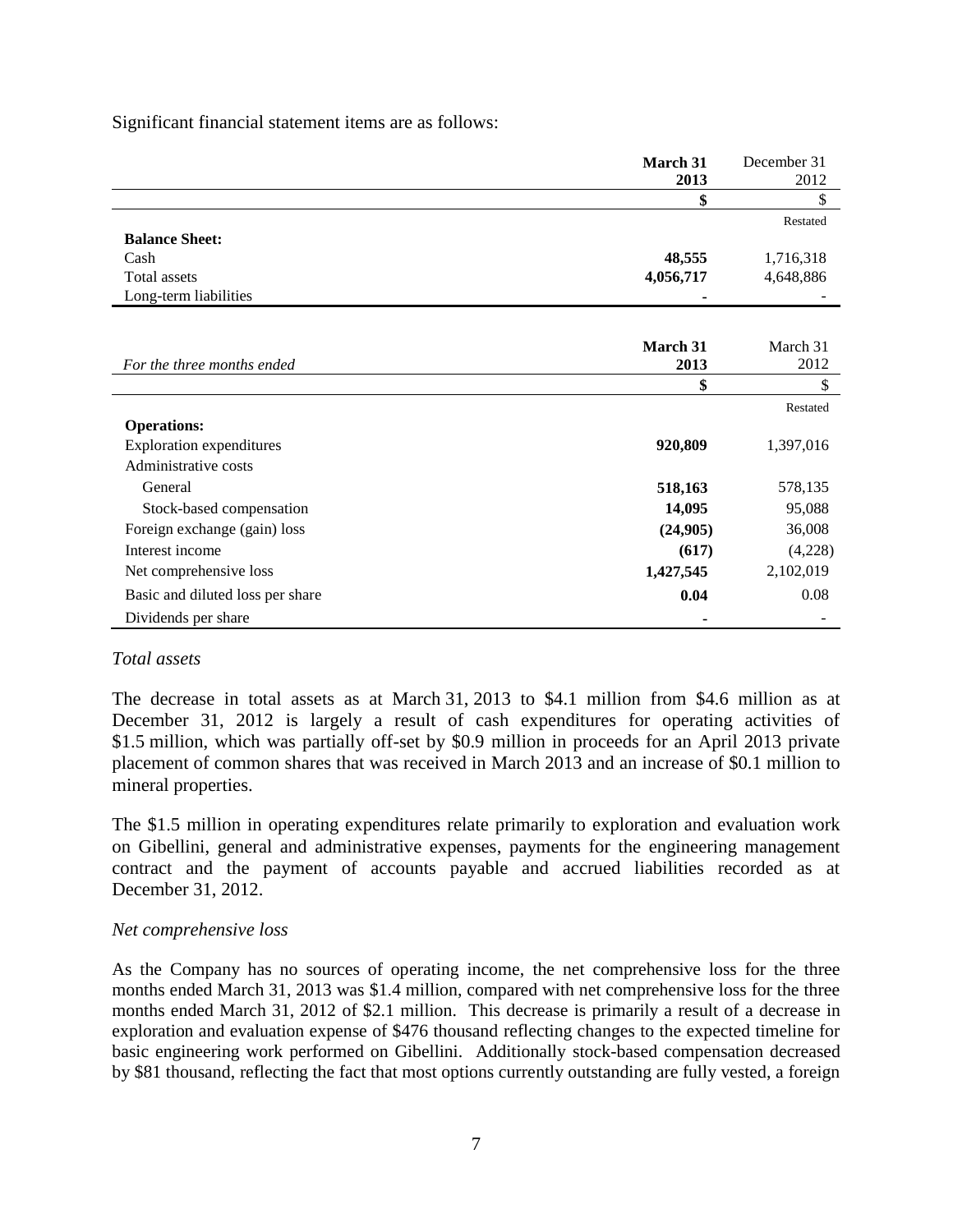Significant financial statement items are as follows:

| | **March 31 2013** | December 31 2012 |
|---|---|---|
| | **$** | $ |
| | | Restated |
| **Balance Sheet:** | | |
| Cash | **48,555** | 1,716,318 |
| Total assets | **4,056,717** | 4,648,886 |
| Long-term liabilities | **-** | - |

| *For the three months ended* | **March 31 2013** | March 31 2012 |
|---|---|---|
| | **$** | $ |
| | | Restated |
| **Operations:** | | |
| Exploration expenditures | **920,809** | 1,397,016 |
| Administrative costs | | |
| General | **518,163** | 578,135 |
| Stock-based compensation | **14,095** | 95,088 |
| Foreign exchange (gain) loss | **(24,905)** | 36,008 |
| Interest income | **(617)** | (4,228) |
| Net comprehensive loss | **1,427,545** | 2,102,019 |
| Basic and diluted loss per share | **0.04** | 0.08 |
| Dividends per share | **-** | - |

*Total assets*

The decrease in total assets as at March 31, 2013 to $4.1 million from $4.6 million as at December 31, 2012 is largely a result of cash expenditures for operating activities of $1.5 million, which was partially off-set by $0.9 million in proceeds for an April 2013 private placement of common shares that was received in March 2013 and an increase of $0.1 million to mineral properties.

The $1.5 million in operating expenditures relate primarily to exploration and evaluation work on Gibellini, general and administrative expenses, payments for the engineering management contract and the payment of accounts payable and accrued liabilities recorded as at December 31, 2012.

*Net comprehensive loss*

As the Company has no sources of operating income, the net comprehensive loss for the three months ended March 31, 2013 was $1.4 million, compared with net comprehensive loss for the three months ended March 31, 2012 of $2.1 million. This decrease is primarily a result of a decrease in exploration and evaluation expense of $476 thousand reflecting changes to the expected timeline for basic engineering work performed on Gibellini. Additionally stock-based compensation decreased by $81 thousand, reflecting the fact that most options currently outstanding are fully vested, a foreign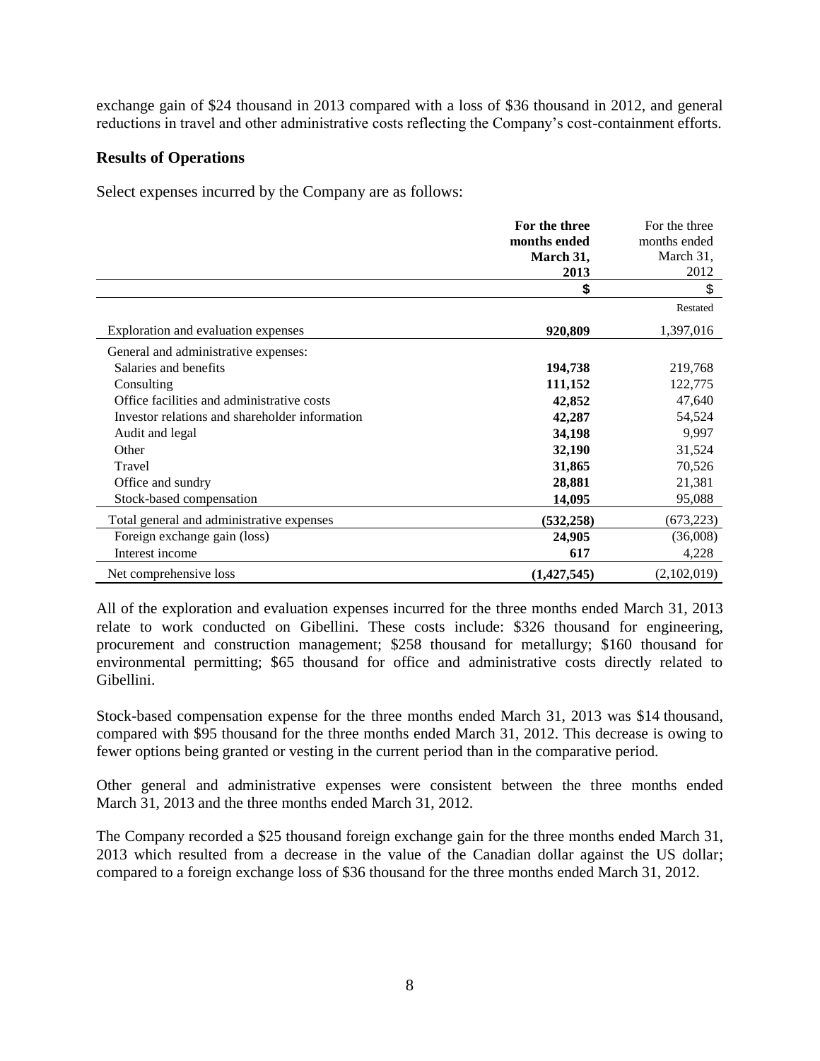exchange gain of $24 thousand in 2013 compared with a loss of $36 thousand in 2012, and general reductions in travel and other administrative costs reflecting the Company's cost-containment efforts.

### Results of Operations

Select expenses incurred by the Company are as follows:

| | **For the three months ended March 31, 2013** | For the three months ended March 31, 2012 |
|---|---|---|
| | **$** | $ |
| | | Restated |
| Exploration and evaluation expenses | **920,809** | 1,397,016 |
| General and administrative expenses: | | |
| Salaries and benefits | **194,738** | 219,768 |
| Consulting | **111,152** | 122,775 |
| Office facilities and administrative costs | **42,852** | 47,640 |
| Investor relations and shareholder information | **42,287** | 54,524 |
| Audit and legal | **34,198** | 9,997 |
| Other | **32,190** | 31,524 |
| Travel | **31,865** | 70,526 |
| Office and sundry | **28,881** | 21,381 |
| Stock-based compensation | **14,095** | 95,088 |
| Total general and administrative expenses | **(532,258)** | (673,223) |
| Foreign exchange gain (loss) | **24,905** | (36,008) |
| Interest income | **617** | 4,228 |
| Net comprehensive loss | **(1,427,545)** | (2,102,019) |

All of the exploration and evaluation expenses incurred for the three months ended March 31, 2013 relate to work conducted on Gibellini. These costs include: $326 thousand for engineering, procurement and construction management; $258 thousand for metallurgy; $160 thousand for environmental permitting; $65 thousand for office and administrative costs directly related to Gibellini.

Stock-based compensation expense for the three months ended March 31, 2013 was $14 thousand, compared with $95 thousand for the three months ended March 31, 2012. This decrease is owing to fewer options being granted or vesting in the current period than in the comparative period.

Other general and administrative expenses were consistent between the three months ended March 31, 2013 and the three months ended March 31, 2012.

The Company recorded a $25 thousand foreign exchange gain for the three months ended March 31, 2013 which resulted from a decrease in the value of the Canadian dollar against the US dollar; compared to a foreign exchange loss of $36 thousand for the three months ended March 31, 2012.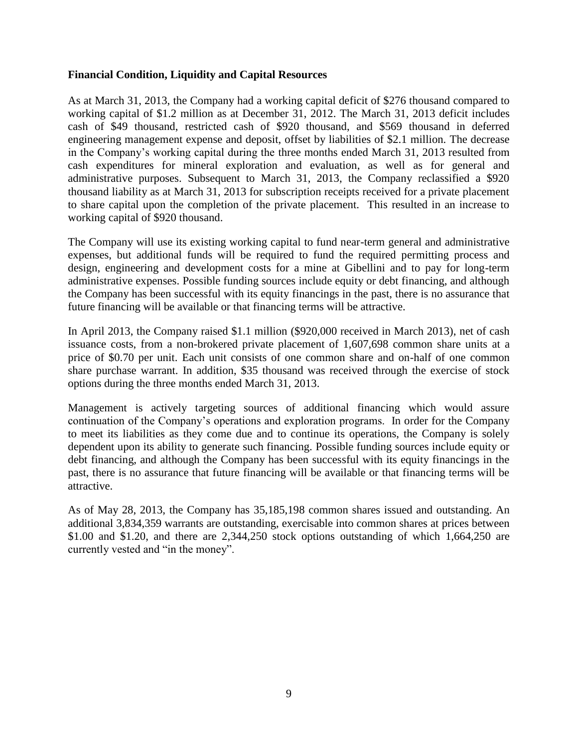**Financial Condition, Liquidity and Capital Resources**

As at March 31, 2013, the Company had a working capital deficit of $276 thousand compared to working capital of $1.2 million as at December 31, 2012. The March 31, 2013 deficit includes cash of $49 thousand, restricted cash of $920 thousand, and $569 thousand in deferred engineering management expense and deposit, offset by liabilities of $2.1 million. The decrease in the Company's working capital during the three months ended March 31, 2013 resulted from cash expenditures for mineral exploration and evaluation, as well as for general and administrative purposes. Subsequent to March 31, 2013, the Company reclassified a $920 thousand liability as at March 31, 2013 for subscription receipts received for a private placement to share capital upon the completion of the private placement. This resulted in an increase to working capital of $920 thousand.

The Company will use its existing working capital to fund near-term general and administrative expenses, but additional funds will be required to fund the required permitting process and design, engineering and development costs for a mine at Gibellini and to pay for long-term administrative expenses. Possible funding sources include equity or debt financing, and although the Company has been successful with its equity financings in the past, there is no assurance that future financing will be available or that financing terms will be attractive.

In April 2013, the Company raised $1.1 million ($920,000 received in March 2013), net of cash issuance costs, from a non-brokered private placement of 1,607,698 common share units at a price of $0.70 per unit. Each unit consists of one common share and on-half of one common share purchase warrant. In addition, $35 thousand was received through the exercise of stock options during the three months ended March 31, 2013.

Management is actively targeting sources of additional financing which would assure continuation of the Company's operations and exploration programs. In order for the Company to meet its liabilities as they come due and to continue its operations, the Company is solely dependent upon its ability to generate such financing. Possible funding sources include equity or debt financing, and although the Company has been successful with its equity financings in the past, there is no assurance that future financing will be available or that financing terms will be attractive.

As of May 28, 2013, the Company has 35,185,198 common shares issued and outstanding. An additional 3,834,359 warrants are outstanding, exercisable into common shares at prices between $1.00 and $1.20, and there are 2,344,250 stock options outstanding of which 1,664,250 are currently vested and "in the money".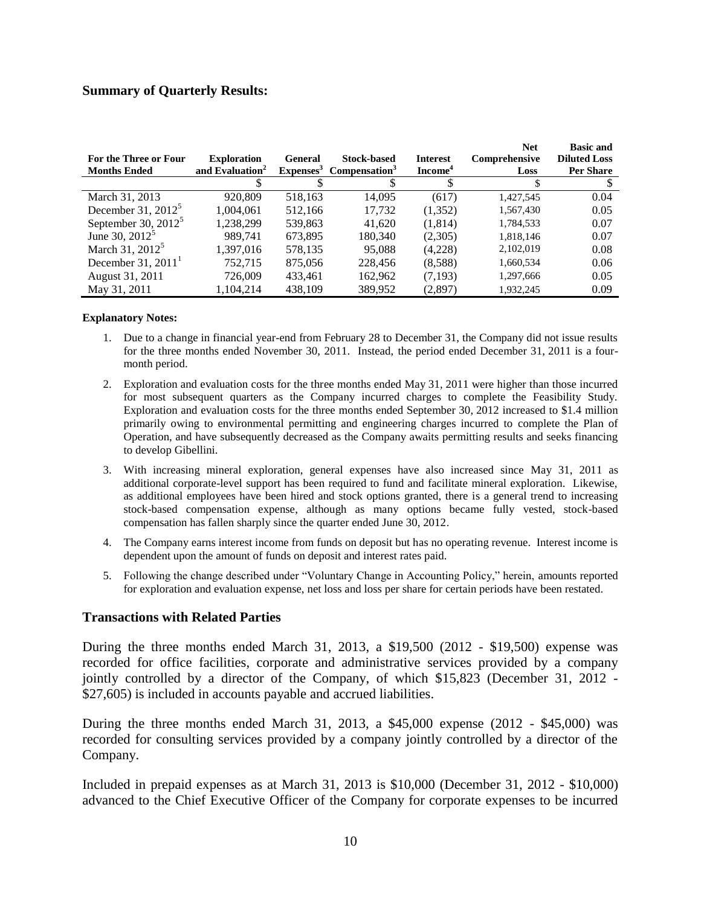### Summary of Quarterly Results:

| For the Three or Four Months Ended | Exploration and Evaluation[2] | General Expenses[3] | Stock-based Compensation[3] | Interest Income[4] | Net Comprehensive Loss | Basic and Diluted Loss Per Share |
|---|---|---|---|---|---|---|
| | $ | $ | $ | $ | $ | $ |
| March 31, 2013 | 920,809 | 518,163 | 14,095 | (617) | 1,427,545 | 0.04 |
| December 31, 2012[5] | 1,004,061 | 512,166 | 17,732 | (1,352) | 1,567,430 | 0.05 |
| September 30, 2012[5] | 1,238,299 | 539,863 | 41,620 | (1,814) | 1,784,533 | 0.07 |
| June 30, 2012[5] | 989,741 | 673,895 | 180,340 | (2,305) | 1,818,146 | 0.07 |
| March 31, 2012[5] | 1,397,016 | 578,135 | 95,088 | (4,228) | 2,102,019 | 0.08 |
| December 31, 2011[1] | 752,715 | 875,056 | 228,456 | (8,588) | 1,660,534 | 0.06 |
| August 31, 2011 | 726,009 | 433,461 | 162,962 | (7,193) | 1,297,666 | 0.05 |
| May 31, 2011 | 1,104,214 | 438,109 | 389,952 | (2,897) | 1,932,245 | 0.09 |

**Explanatory Notes:**

1. Due to a change in financial year-end from February 28 to December 31, the Company did not issue results for the three months ended November 30, 2011. Instead, the period ended December 31, 2011 is a four-month period.
2. Exploration and evaluation costs for the three months ended May 31, 2011 were higher than those incurred for most subsequent quarters as the Company incurred charges to complete the Feasibility Study. Exploration and evaluation costs for the three months ended September 30, 2012 increased to $1.4 million primarily owing to environmental permitting and engineering charges incurred to complete the Plan of Operation, and have subsequently decreased as the Company awaits permitting results and seeks financing to develop Gibellini.
3. With increasing mineral exploration, general expenses have also increased since May 31, 2011 as additional corporate-level support has been required to fund and facilitate mineral exploration. Likewise, as additional employees have been hired and stock options granted, there is a general trend to increasing stock-based compensation expense, although as many options became fully vested, stock-based compensation has fallen sharply since the quarter ended June 30, 2012.
4. The Company earns interest income from funds on deposit but has no operating revenue. Interest income is dependent upon the amount of funds on deposit and interest rates paid.
5. Following the change described under "Voluntary Change in Accounting Policy," herein, amounts reported for exploration and evaluation expense, net loss and loss per share for certain periods have been restated.

## Transactions with Related Parties

During the three months ended March 31, 2013, a $19,500 (2012 - $19,500) expense was recorded for office facilities, corporate and administrative services provided by a company jointly controlled by a director of the Company, of which $15,823 (December 31, 2012 - $27,605) is included in accounts payable and accrued liabilities.

During the three months ended March 31, 2013, a $45,000 expense (2012 - $45,000) was recorded for consulting services provided by a company jointly controlled by a director of the Company.

Included in prepaid expenses as at March 31, 2013 is $10,000 (December 31, 2012 - $10,000) advanced to the Chief Executive Officer of the Company for corporate expenses to be incurred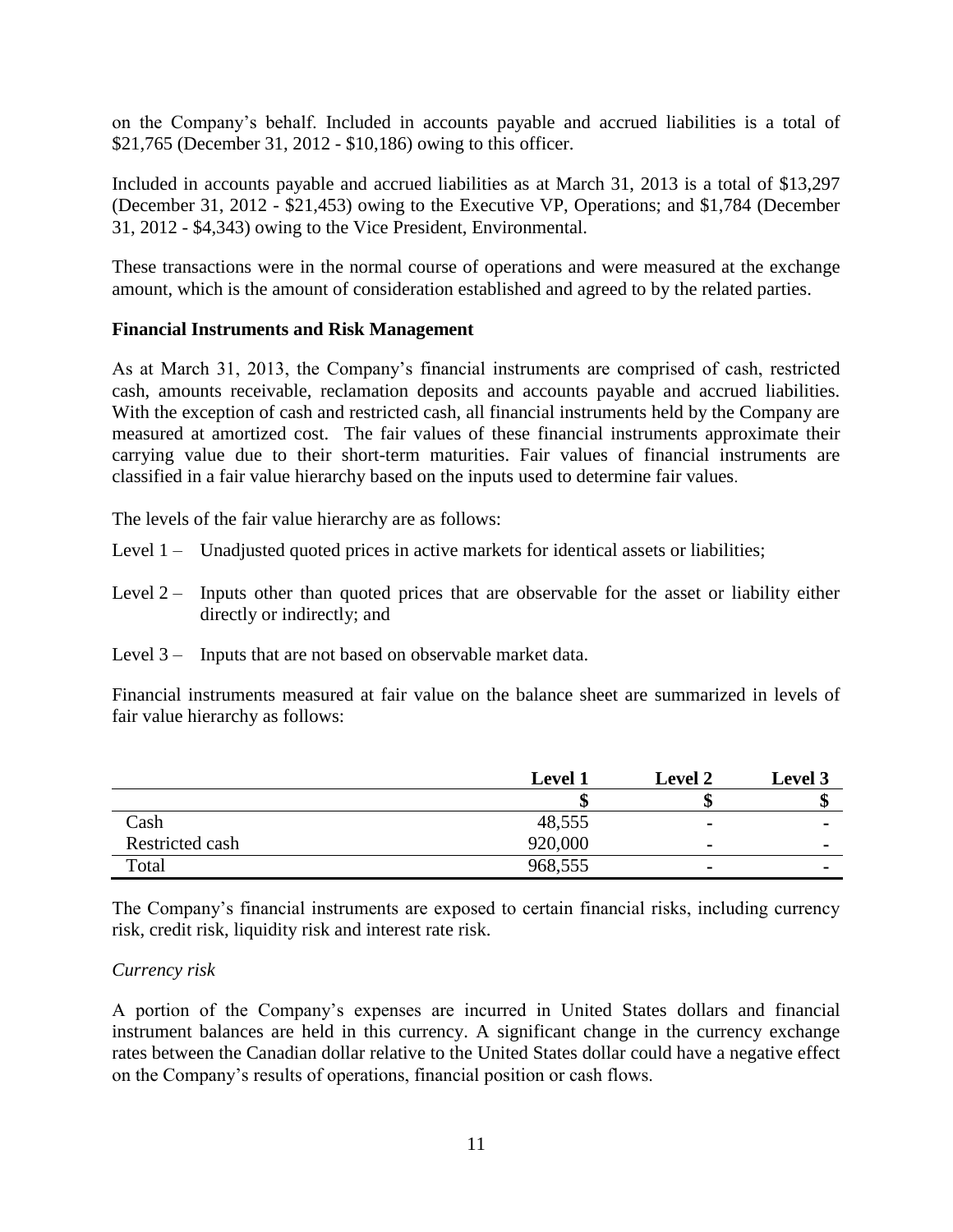on the Company’s behalf. Included in accounts payable and accrued liabilities is a total of $21,765 (December 31, 2012 - $10,186) owing to this officer.

Included in accounts payable and accrued liabilities as at March 31, 2013 is a total of $13,297 (December 31, 2012 - $21,453) owing to the Executive VP, Operations; and $1,784 (December 31, 2012 - $4,343) owing to the Vice President, Environmental.

These transactions were in the normal course of operations and were measured at the exchange amount, which is the amount of consideration established and agreed to by the related parties.

**Financial Instruments and Risk Management**

As at March 31, 2013, the Company’s financial instruments are comprised of cash, restricted cash, amounts receivable, reclamation deposits and accounts payable and accrued liabilities. With the exception of cash and restricted cash, all financial instruments held by the Company are measured at amortized cost. The fair values of these financial instruments approximate their carrying value due to their short-term maturities. Fair values of financial instruments are classified in a fair value hierarchy based on the inputs used to determine fair values.

The levels of the fair value hierarchy are as follows:

Level 1 – Unadjusted quoted prices in active markets for identical assets or liabilities;

Level 2 – Inputs other than quoted prices that are observable for the asset or liability either directly or indirectly; and

Level 3 – Inputs that are not based on observable market data.

Financial instruments measured at fair value on the balance sheet are summarized in levels of fair value hierarchy as follows:

| | Level 1 | Level 2 | Level 3 |
|---|---|---|---|
| | $ | $ | $ |
| Cash | 48,555 | - | - |
| Restricted cash | 920,000 | - | - |
| Total | 968,555 | - | - |

The Company’s financial instruments are exposed to certain financial risks, including currency risk, credit risk, liquidity risk and interest rate risk.

*Currency risk*

A portion of the Company’s expenses are incurred in United States dollars and financial instrument balances are held in this currency. A significant change in the currency exchange rates between the Canadian dollar relative to the United States dollar could have a negative effect on the Company’s results of operations, financial position or cash flows.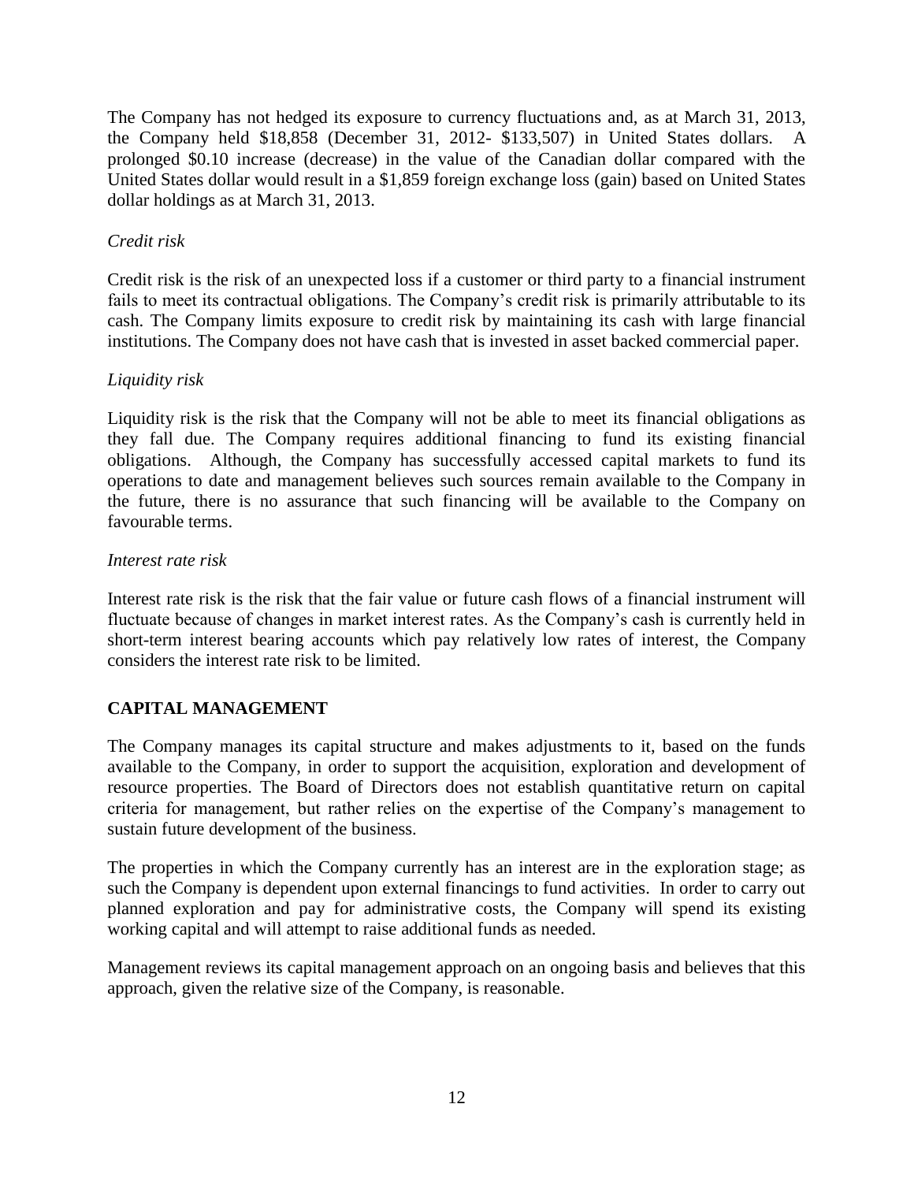The Company has not hedged its exposure to currency fluctuations and, as at March 31, 2013, the Company held $18,858 (December 31, 2012- $133,507) in United States dollars. A prolonged $0.10 increase (decrease) in the value of the Canadian dollar compared with the United States dollar would result in a $1,859 foreign exchange loss (gain) based on United States dollar holdings as at March 31, 2013.

*Credit risk*

Credit risk is the risk of an unexpected loss if a customer or third party to a financial instrument fails to meet its contractual obligations. The Company's credit risk is primarily attributable to its cash. The Company limits exposure to credit risk by maintaining its cash with large financial institutions. The Company does not have cash that is invested in asset backed commercial paper.

*Liquidity risk*

Liquidity risk is the risk that the Company will not be able to meet its financial obligations as they fall due. The Company requires additional financing to fund its existing financial obligations. Although, the Company has successfully accessed capital markets to fund its operations to date and management believes such sources remain available to the Company in the future, there is no assurance that such financing will be available to the Company on favourable terms.

*Interest rate risk*

Interest rate risk is the risk that the fair value or future cash flows of a financial instrument will fluctuate because of changes in market interest rates. As the Company's cash is currently held in short-term interest bearing accounts which pay relatively low rates of interest, the Company considers the interest rate risk to be limited.

## CAPITAL MANAGEMENT

The Company manages its capital structure and makes adjustments to it, based on the funds available to the Company, in order to support the acquisition, exploration and development of resource properties. The Board of Directors does not establish quantitative return on capital criteria for management, but rather relies on the expertise of the Company's management to sustain future development of the business.

The properties in which the Company currently has an interest are in the exploration stage; as such the Company is dependent upon external financings to fund activities. In order to carry out planned exploration and pay for administrative costs, the Company will spend its existing working capital and will attempt to raise additional funds as needed.

Management reviews its capital management approach on an ongoing basis and believes that this approach, given the relative size of the Company, is reasonable.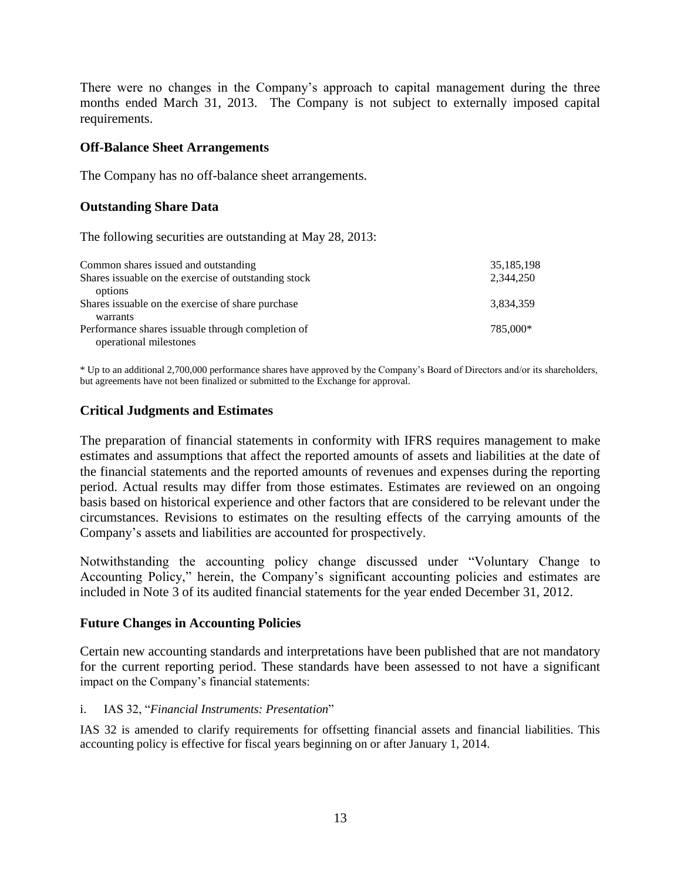There were no changes in the Company's approach to capital management during the three months ended March 31, 2013. The Company is not subject to externally imposed capital requirements.

### Off-Balance Sheet Arrangements

The Company has no off-balance sheet arrangements.

### Outstanding Share Data

The following securities are outstanding at May 28, 2013:

| | |
|---|---|
| Common shares issued and outstanding | 35,185,198 |
| Shares issuable on the exercise of outstanding stock options | 2,344,250 |
| Shares issuable on the exercise of share purchase warrants | 3,834,359 |
| Performance shares issuable through completion of operational milestones | 785,000* |

\* Up to an additional 2,700,000 performance shares have approved by the Company's Board of Directors and/or its shareholders, but agreements have not been finalized or submitted to the Exchange for approval.

### Critical Judgments and Estimates

The preparation of financial statements in conformity with IFRS requires management to make estimates and assumptions that affect the reported amounts of assets and liabilities at the date of the financial statements and the reported amounts of revenues and expenses during the reporting period. Actual results may differ from those estimates. Estimates are reviewed on an ongoing basis based on historical experience and other factors that are considered to be relevant under the circumstances. Revisions to estimates on the resulting effects of the carrying amounts of the Company's assets and liabilities are accounted for prospectively.

Notwithstanding the accounting policy change discussed under "Voluntary Change to Accounting Policy," herein, the Company's significant accounting policies and estimates are included in Note 3 of its audited financial statements for the year ended December 31, 2012.

### Future Changes in Accounting Policies

Certain new accounting standards and interpretations have been published that are not mandatory for the current reporting period. These standards have been assessed to not have a significant impact on the Company's financial statements:

i. IAS 32, "*Financial Instruments: Presentation*"

IAS 32 is amended to clarify requirements for offsetting financial assets and financial liabilities. This accounting policy is effective for fiscal years beginning on or after January 1, 2014.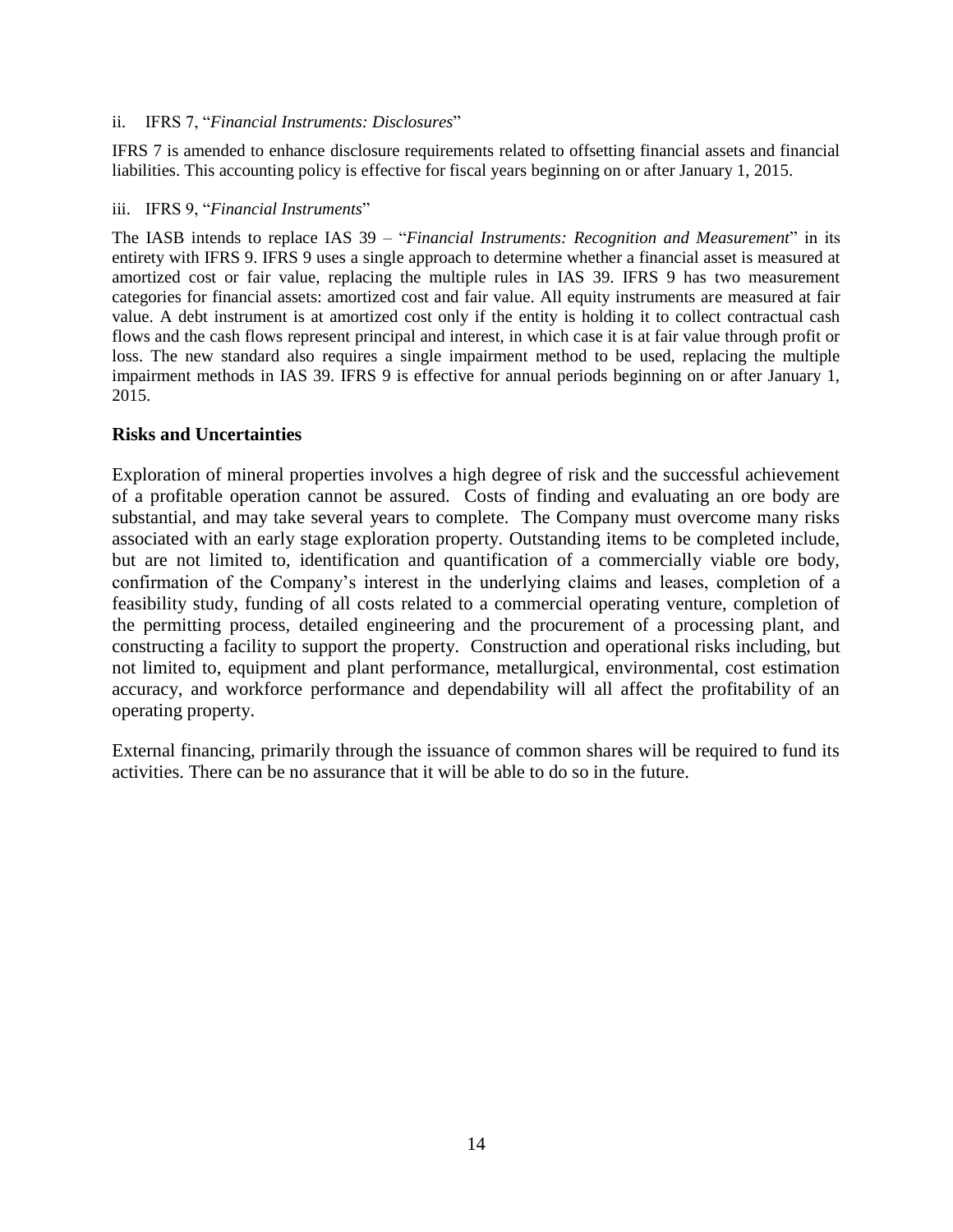ii. IFRS 7, "*Financial Instruments: Disclosures*"

IFRS 7 is amended to enhance disclosure requirements related to offsetting financial assets and financial liabilities. This accounting policy is effective for fiscal years beginning on or after January 1, 2015.

iii. IFRS 9, "*Financial Instruments*"

The IASB intends to replace IAS 39 – "*Financial Instruments: Recognition and Measurement*" in its entirety with IFRS 9. IFRS 9 uses a single approach to determine whether a financial asset is measured at amortized cost or fair value, replacing the multiple rules in IAS 39. IFRS 9 has two measurement categories for financial assets: amortized cost and fair value. All equity instruments are measured at fair value. A debt instrument is at amortized cost only if the entity is holding it to collect contractual cash flows and the cash flows represent principal and interest, in which case it is at fair value through profit or loss. The new standard also requires a single impairment method to be used, replacing the multiple impairment methods in IAS 39. IFRS 9 is effective for annual periods beginning on or after January 1, 2015.

## Risks and Uncertainties

Exploration of mineral properties involves a high degree of risk and the successful achievement of a profitable operation cannot be assured. Costs of finding and evaluating an ore body are substantial, and may take several years to complete. The Company must overcome many risks associated with an early stage exploration property. Outstanding items to be completed include, but are not limited to, identification and quantification of a commercially viable ore body, confirmation of the Company's interest in the underlying claims and leases, completion of a feasibility study, funding of all costs related to a commercial operating venture, completion of the permitting process, detailed engineering and the procurement of a processing plant, and constructing a facility to support the property. Construction and operational risks including, but not limited to, equipment and plant performance, metallurgical, environmental, cost estimation accuracy, and workforce performance and dependability will all affect the profitability of an operating property.

External financing, primarily through the issuance of common shares will be required to fund its activities. There can be no assurance that it will be able to do so in the future.